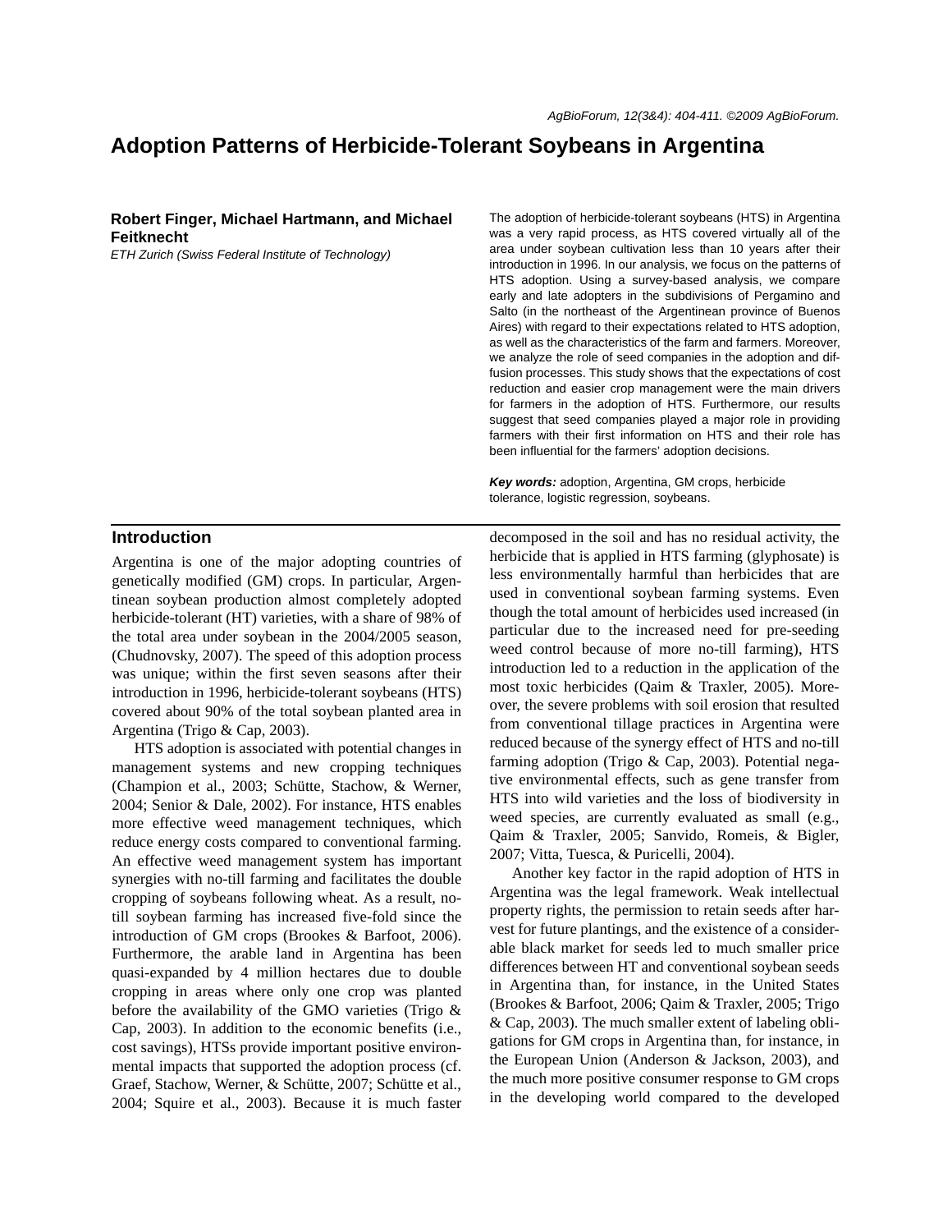# Adoption Patterns of Herbicide-Tolerant Soybeans in Argentina

**Robert Finger, Michael Hartmann, and Michael Feitknecht**

*ETH Zurich (Swiss Federal Institute of Technology)*

The adoption of herbicide-tolerant soybeans (HTS) in Argentina was a very rapid process, as HTS covered virtually all of the area under soybean cultivation less than 10 years after their introduction in 1996. In our analysis, we focus on the patterns of HTS adoption. Using a survey-based analysis, we compare early and late adopters in the subdivisions of Pergamino and Salto (in the northeast of the Argentinean province of Buenos Aires) with regard to their expectations related to HTS adoption, as well as the characteristics of the farm and farmers. Moreover, we analyze the role of seed companies in the adoption and diffusion processes. This study shows that the expectations of cost reduction and easier crop management were the main drivers for farmers in the adoption of HTS. Furthermore, our results suggest that seed companies played a major role in providing farmers with their first information on HTS and their role has been influential for the farmers' adoption decisions.

***Key words:*** adoption, Argentina, GM crops, herbicide tolerance, logistic regression, soybeans.

## Introduction

Argentina is one of the major adopting countries of genetically modified (GM) crops. In particular, Argentinean soybean production almost completely adopted herbicide-tolerant (HT) varieties, with a share of 98% of the total area under soybean in the 2004/2005 season, (Chudnovsky, 2007). The speed of this adoption process was unique; within the first seven seasons after their introduction in 1996, herbicide-tolerant soybeans (HTS) covered about 90% of the total soybean planted area in Argentina (Trigo & Cap, 2003).

HTS adoption is associated with potential changes in management systems and new cropping techniques (Champion et al., 2003; Schütte, Stachow, & Werner, 2004; Senior & Dale, 2002). For instance, HTS enables more effective weed management techniques, which reduce energy costs compared to conventional farming. An effective weed management system has important synergies with no-till farming and facilitates the double cropping of soybeans following wheat. As a result, no-till soybean farming has increased five-fold since the introduction of GM crops (Brookes & Barfoot, 2006). Furthermore, the arable land in Argentina has been quasi-expanded by 4 million hectares due to double cropping in areas where only one crop was planted before the availability of the GMO varieties (Trigo & Cap, 2003). In addition to the economic benefits (i.e., cost savings), HTSs provide important positive environmental impacts that supported the adoption process (cf. Graef, Stachow, Werner, & Schütte, 2007; Schütte et al., 2004; Squire et al., 2003). Because it is much faster decomposed in the soil and has no residual activity, the herbicide that is applied in HTS farming (glyphosate) is less environmentally harmful than herbicides that are used in conventional soybean farming systems. Even though the total amount of herbicides used increased (in particular due to the increased need for pre-seeding weed control because of more no-till farming), HTS introduction led to a reduction in the application of the most toxic herbicides (Qaim & Traxler, 2005). Moreover, the severe problems with soil erosion that resulted from conventional tillage practices in Argentina were reduced because of the synergy effect of HTS and no-till farming adoption (Trigo & Cap, 2003). Potential negative environmental effects, such as gene transfer from HTS into wild varieties and the loss of biodiversity in weed species, are currently evaluated as small (e.g., Qaim & Traxler, 2005; Sanvido, Romeis, & Bigler, 2007; Vitta, Tuesca, & Puricelli, 2004).

Another key factor in the rapid adoption of HTS in Argentina was the legal framework. Weak intellectual property rights, the permission to retain seeds after harvest for future plantings, and the existence of a considerable black market for seeds led to much smaller price differences between HT and conventional soybean seeds in Argentina than, for instance, in the United States (Brookes & Barfoot, 2006; Qaim & Traxler, 2005; Trigo & Cap, 2003). The much smaller extent of labeling obligations for GM crops in Argentina than, for instance, in the European Union (Anderson & Jackson, 2003), and the much more positive consumer response to GM crops in the developing world compared to the developed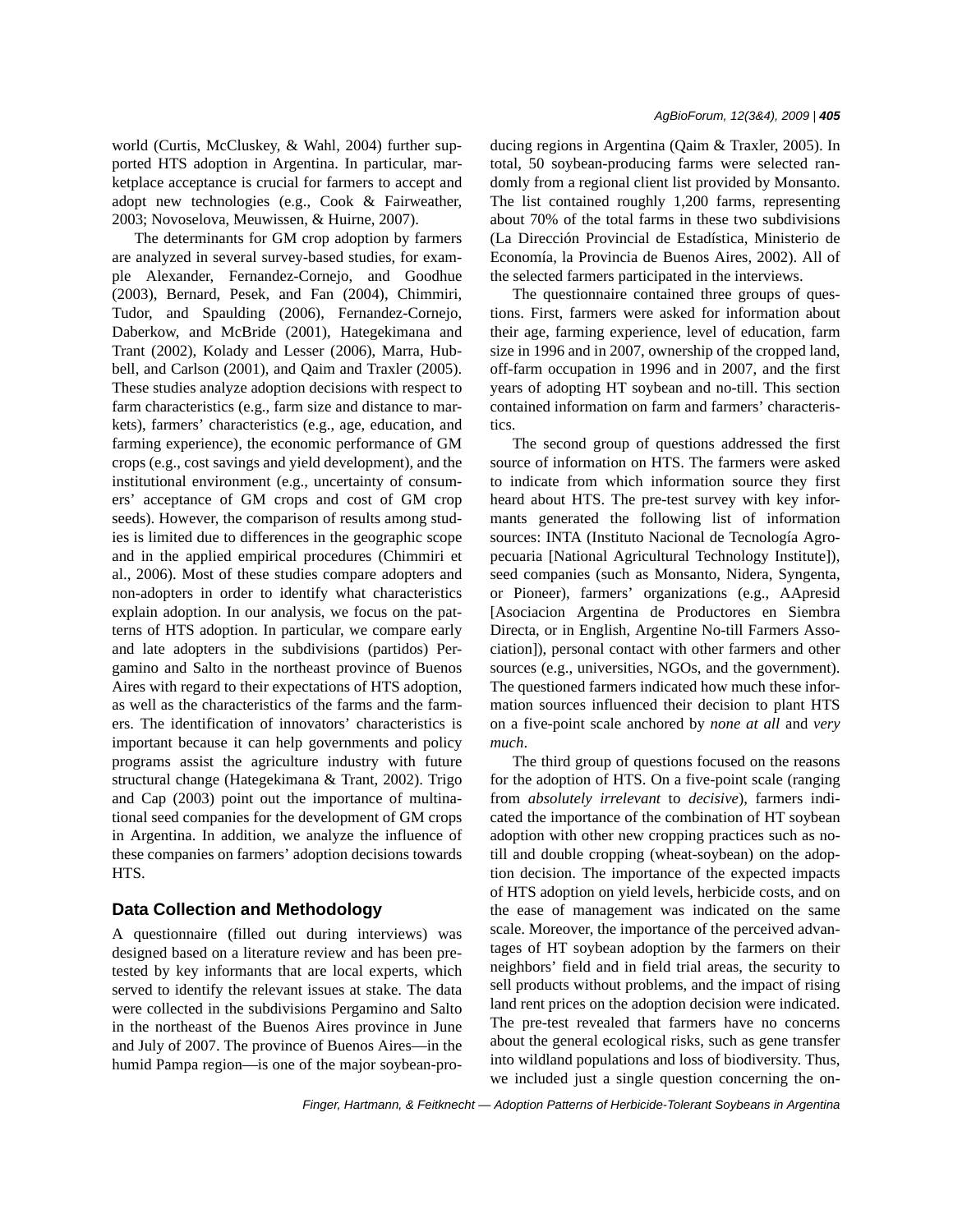world (Curtis, McCluskey, & Wahl, 2004) further supported HTS adoption in Argentina. In particular, marketplace acceptance is crucial for farmers to accept and adopt new technologies (e.g., Cook & Fairweather, 2003; Novoselova, Meuwissen, & Huirne, 2007).

The determinants for GM crop adoption by farmers are analyzed in several survey-based studies, for example Alexander, Fernandez-Cornejo, and Goodhue (2003), Bernard, Pesek, and Fan (2004), Chimmiri, Tudor, and Spaulding (2006), Fernandez-Cornejo, Daberkow, and McBride (2001), Hategekimana and Trant (2002), Kolady and Lesser (2006), Marra, Hubbell, and Carlson (2001), and Qaim and Traxler (2005). These studies analyze adoption decisions with respect to farm characteristics (e.g., farm size and distance to markets), farmers' characteristics (e.g., age, education, and farming experience), the economic performance of GM crops (e.g., cost savings and yield development), and the institutional environment (e.g., uncertainty of consumers' acceptance of GM crops and cost of GM crop seeds). However, the comparison of results among studies is limited due to differences in the geographic scope and in the applied empirical procedures (Chimmiri et al., 2006). Most of these studies compare adopters and non-adopters in order to identify what characteristics explain adoption. In our analysis, we focus on the patterns of HTS adoption. In particular, we compare early and late adopters in the subdivisions (partidos) Pergamino and Salto in the northeast province of Buenos Aires with regard to their expectations of HTS adoption, as well as the characteristics of the farms and the farmers. The identification of innovators' characteristics is important because it can help governments and policy programs assist the agriculture industry with future structural change (Hategekimana & Trant, 2002). Trigo and Cap (2003) point out the importance of multinational seed companies for the development of GM crops in Argentina. In addition, we analyze the influence of these companies on farmers' adoption decisions towards HTS.

## Data Collection and Methodology

A questionnaire (filled out during interviews) was designed based on a literature review and has been pretested by key informants that are local experts, which served to identify the relevant issues at stake. The data were collected in the subdivisions Pergamino and Salto in the northeast of the Buenos Aires province in June and July of 2007. The province of Buenos Aires—in the humid Pampa region—is one of the major soybean-producing regions in Argentina (Qaim & Traxler, 2005). In total, 50 soybean-producing farms were selected randomly from a regional client list provided by Monsanto. The list contained roughly 1,200 farms, representing about 70% of the total farms in these two subdivisions (La Dirección Provincial de Estadística, Ministerio de Economía, la Provincia de Buenos Aires, 2002). All of the selected farmers participated in the interviews.

The questionnaire contained three groups of questions. First, farmers were asked for information about their age, farming experience, level of education, farm size in 1996 and in 2007, ownership of the cropped land, off-farm occupation in 1996 and in 2007, and the first years of adopting HT soybean and no-till. This section contained information on farm and farmers' characteristics.

The second group of questions addressed the first source of information on HTS. The farmers were asked to indicate from which information source they first heard about HTS. The pre-test survey with key informants generated the following list of information sources: INTA (Instituto Nacional de Tecnología Agropecuaria [National Agricultural Technology Institute]), seed companies (such as Monsanto, Nidera, Syngenta, or Pioneer), farmers' organizations (e.g., AApresid [Asociacion Argentina de Productores en Siembra Directa, or in English, Argentine No-till Farmers Association]), personal contact with other farmers and other sources (e.g., universities, NGOs, and the government). The questioned farmers indicated how much these information sources influenced their decision to plant HTS on a five-point scale anchored by *none at all* and *very much*.

The third group of questions focused on the reasons for the adoption of HTS. On a five-point scale (ranging from *absolutely irrelevant* to *decisive*), farmers indicated the importance of the combination of HT soybean adoption with other new cropping practices such as no-till and double cropping (wheat-soybean) on the adoption decision. The importance of the expected impacts of HTS adoption on yield levels, herbicide costs, and on the ease of management was indicated on the same scale. Moreover, the importance of the perceived advantages of HT soybean adoption by the farmers on their neighbors' field and in field trial areas, the security to sell products without problems, and the impact of rising land rent prices on the adoption decision were indicated. The pre-test revealed that farmers have no concerns about the general ecological risks, such as gene transfer into wildland populations and loss of biodiversity. Thus, we included just a single question concerning the on-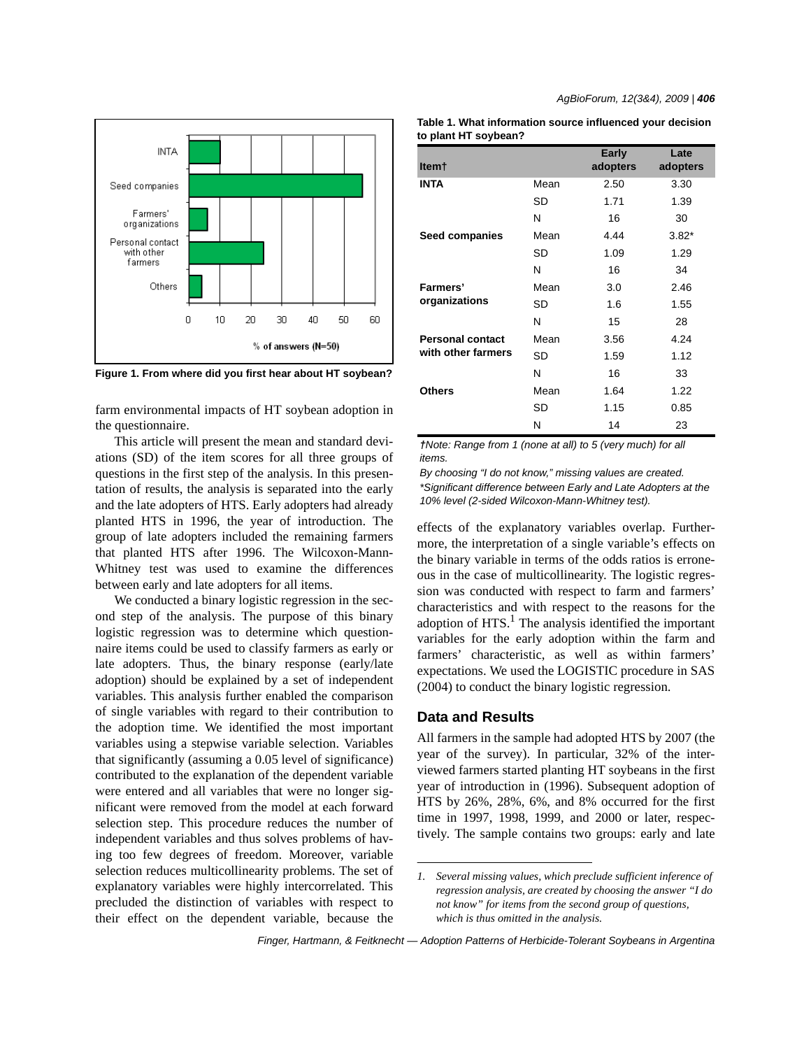Figure 1. From where did you first hear about HT soybean?

farm environmental impacts of HT soybean adoption in the questionnaire.

This article will present the mean and standard deviations (SD) of the item scores for all three groups of questions in the first step of the analysis. In this presentation of results, the analysis is separated into the early and the late adopters of HTS. Early adopters had already planted HTS in 1996, the year of introduction. The group of late adopters included the remaining farmers that planted HTS after 1996. The Wilcoxon-Mann-Whitney test was used to examine the differences between early and late adopters for all items.

We conducted a binary logistic regression in the second step of the analysis. The purpose of this binary logistic regression was to determine which questionnaire items could be used to classify farmers as early or late adopters. Thus, the binary response (early/late adoption) should be explained by a set of independent variables. This analysis further enabled the comparison of single variables with regard to their contribution to the adoption time. We identified the most important variables using a stepwise variable selection. Variables that significantly (assuming a 0.05 level of significance) contributed to the explanation of the dependent variable were entered and all variables that were no longer significant were removed from the model at each forward selection step. This procedure reduces the number of independent variables and thus solves problems of having too few degrees of freedom. Moreover, variable selection reduces multicollinearity problems. The set of explanatory variables were highly intercorrelated. This precluded the distinction of variables with respect to their effect on the dependent variable, because the effects of the explanatory variables overlap. Furthermore, the interpretation of a single variable's effects on the binary variable in terms of the odds ratios is erroneous in the case of multicollinearity. The logistic regression was conducted with respect to farm and farmers' characteristics and with respect to the reasons for the adoption of HTS.[1] The analysis identified the important variables for the early adoption within the farm and farmers' characteristic, as well as within farmers' expectations. We used the LOGISTIC procedure in SAS (2004) to conduct the binary logistic regression.

**Table 1. What information source influenced your decision to plant HT soybean?**

| Item† | | Early adopters | Late adopters |
|---|---|---|---|
| **INTA** | Mean | 2.50 | 3.30 |
| | SD | 1.71 | 1.39 |
| | N | 16 | 30 |
| **Seed companies** | Mean | 4.44 | 3.82* |
| | SD | 1.09 | 1.29 |
| | N | 16 | 34 |
| **Farmers' organizations** | Mean | 3.0 | 2.46 |
| | SD | 1.6 | 1.55 |
| | N | 15 | 28 |
| **Personal contact with other farmers** | Mean | 3.56 | 4.24 |
| | SD | 1.59 | 1.12 |
| | N | 16 | 33 |
| **Others** | Mean | 1.64 | 1.22 |
| | SD | 1.15 | 0.85 |
| | N | 14 | 23 |

*†Note: Range from 1 (none at all) to 5 (very much) for all items.*

*By choosing "I do not know," missing values are created.*

*\*Significant difference between Early and Late Adopters at the 10% level (2-sided Wilcoxon-Mann-Whitney test).*

## Data and Results

All farmers in the sample had adopted HTS by 2007 (the year of the survey). In particular, 32% of the interviewed farmers started planting HT soybeans in the first year of introduction in (1996). Subsequent adoption of HTS by 26%, 28%, 6%, and 8% occurred for the first time in 1997, 1998, 1999, and 2000 or later, respectively. The sample contains two groups: early and late

---

1. *Several missing values, which preclude sufficient inference of regression analysis, are created by choosing the answer "I do not know" for items from the second group of questions, which is thus omitted in the analysis.*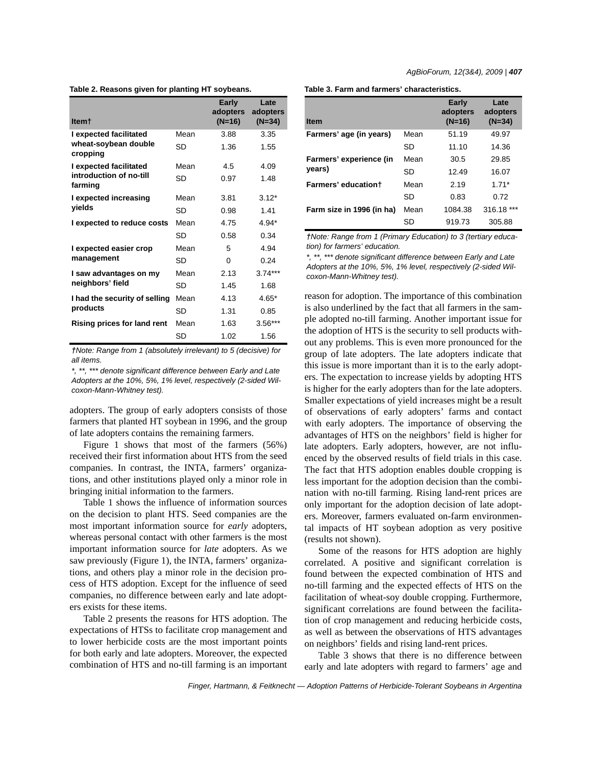**Table 2. Reasons given for planting HT soybeans.**

| Item† | | Early adopters (N=16) | Late adopters (N=34) |
|---|---|---|---|
| I expected facilitated wheat-soybean double cropping | Mean | 3.88 | 3.35 |
| | SD | 1.36 | 1.55 |
| I expected facilitated introduction of no-till farming | Mean | 4.5 | 4.09 |
| | SD | 0.97 | 1.48 |
| I expected increasing yields | Mean | 3.81 | 3.12* |
| | SD | 0.98 | 1.41 |
| I expected to reduce costs | Mean | 4.75 | 4.94* |
| | SD | 0.58 | 0.34 |
| I expected easier crop management | Mean | 5 | 4.94 |
| | SD | 0 | 0.24 |
| I saw advantages on my neighbors' field | Mean | 2.13 | 3.74*** |
| | SD | 1.45 | 1.68 |
| I had the security of selling products | Mean | 4.13 | 4.65* |
| | SD | 1.31 | 0.85 |
| Rising prices for land rent | Mean | 1.63 | 3.56*** |
| | SD | 1.02 | 1.56 |

*†Note: Range from 1 (absolutely irrelevant) to 5 (decisive) for all items.*

*\*, \*\*, \*\*\* denote significant difference between Early and Late Adopters at the 10%, 5%, 1% level, respectively (2-sided Wilcoxon-Mann-Whitney test).*

adopters. The group of early adopters consists of those farmers that planted HT soybean in 1996, and the group of late adopters contains the remaining farmers.

Figure 1 shows that most of the farmers (56%) received their first information about HTS from the seed companies. In contrast, the INTA, farmers' organizations, and other institutions played only a minor role in bringing initial information to the farmers.

Table 1 shows the influence of information sources on the decision to plant HTS. Seed companies are the most important information source for *early* adopters, whereas personal contact with other farmers is the most important information source for *late* adopters. As we saw previously (Figure 1), the INTA, farmers' organizations, and others play a minor role in the decision process of HTS adoption. Except for the influence of seed companies, no difference between early and late adopters exists for these items.

Table 2 presents the reasons for HTS adoption. The expectations of HTSs to facilitate crop management and to lower herbicide costs are the most important points for both early and late adopters. Moreover, the expected combination of HTS and no-till farming is an important reason for adoption. The importance of this combination is also underlined by the fact that all farmers in the sample adopted no-till farming. Another important issue for the adoption of HTS is the security to sell products without any problems. This is even more pronounced for the group of late adopters. The late adopters indicate that this issue is more important than it is to the early adopters. The expectation to increase yields by adopting HTS is higher for the early adopters than for the late adopters. Smaller expectations of yield increases might be a result of observations of early adopters' farms and contact with early adopters. The importance of observing the advantages of HTS on the neighbors' field is higher for late adopters. Early adopters, however, are not influenced by the observed results of field trials in this case. The fact that HTS adoption enables double cropping is less important for the adoption decision than the combination with no-till farming. Rising land-rent prices are only important for the adoption decision of late adopters. Moreover, farmers evaluated on-farm environmental impacts of HT soybean adoption as very positive (results not shown).

Some of the reasons for HTS adoption are highly correlated. A positive and significant correlation is found between the expected combination of HTS and no-till farming and the expected effects of HTS on the facilitation of wheat-soy double cropping. Furthermore, significant correlations are found between the facilitation of crop management and reducing herbicide costs, as well as between the observations of HTS advantages on neighbors' fields and rising land-rent prices.

**Table 3. Farm and farmers' characteristics.**

| Item | | Early adopters (N=16) | Late adopters (N=34) |
|---|---|---|---|
| Farmers' age (in years) | Mean | 51.19 | 49.97 |
| | SD | 11.10 | 14.36 |
| Farmers' experience (in years) | Mean | 30.5 | 29.85 |
| | SD | 12.49 | 16.07 |
| Farmers' education† | Mean | 2.19 | 1.71* |
| | SD | 0.83 | 0.72 |
| Farm size in 1996 (in ha) | Mean | 1084.38 | 316.18 *** |
| | SD | 919.73 | 305.88 |

*†Note: Range from 1 (Primary Education) to 3 (tertiary education) for farmers' education.*

*\*, \*\*, \*\*\* denote significant difference between Early and Late Adopters at the 10%, 5%, 1% level, respectively (2-sided Wilcoxon-Mann-Whitney test).*

Table 3 shows that there is no difference between early and late adopters with regard to farmers' age and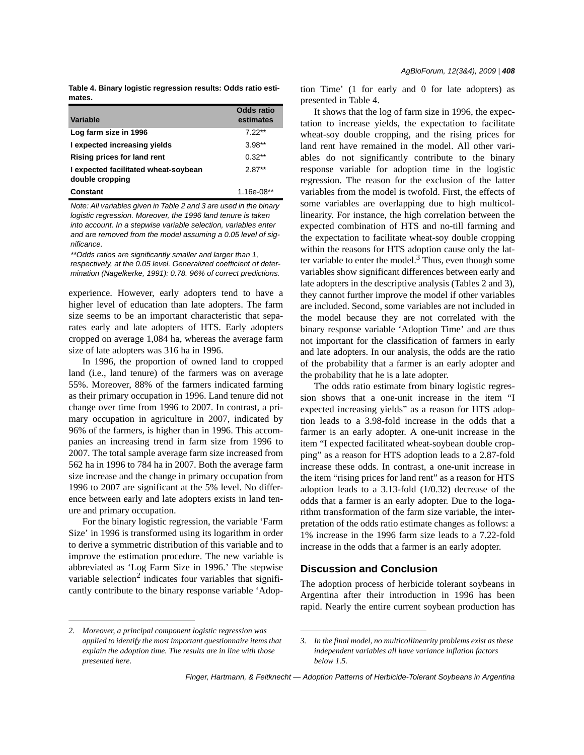**Table 4. Binary logistic regression results: Odds ratio estimates.**

| Variable | Odds ratio estimates |
|---|---|
| Log farm size in 1996 | 7.22** |
| I expected increasing yields | 3.98** |
| Rising prices for land rent | 0.32** |
| I expected facilitated wheat-soybean double cropping | 2.87** |
| Constant | 1.16e-08** |

*Note: All variables given in Table 2 and 3 are used in the binary logistic regression. Moreover, the 1996 land tenure is taken into account. In a stepwise variable selection, variables enter and are removed from the model assuming a 0.05 level of significance.*

*\*\*Odds ratios are significantly smaller and larger than 1, respectively, at the 0.05 level. Generalized coefficient of determination (Nagelkerke, 1991): 0.78. 96% of correct predictions.*

experience. However, early adopters tend to have a higher level of education than late adopters. The farm size seems to be an important characteristic that separates early and late adopters of HTS. Early adopters cropped on average 1,084 ha, whereas the average farm size of late adopters was 316 ha in 1996.

In 1996, the proportion of owned land to cropped land (i.e., land tenure) of the farmers was on average 55%. Moreover, 88% of the farmers indicated farming as their primary occupation in 1996. Land tenure did not change over time from 1996 to 2007. In contrast, a primary occupation in agriculture in 2007, indicated by 96% of the farmers, is higher than in 1996. This accompanies an increasing trend in farm size from 1996 to 2007. The total sample average farm size increased from 562 ha in 1996 to 784 ha in 2007. Both the average farm size increase and the change in primary occupation from 1996 to 2007 are significant at the 5% level. No difference between early and late adopters exists in land tenure and primary occupation.

For the binary logistic regression, the variable 'Farm Size' in 1996 is transformed using its logarithm in order to derive a symmetric distribution of this variable and to improve the estimation procedure. The new variable is abbreviated as 'Log Farm Size in 1996.' The stepwise variable selection[2] indicates four variables that significantly contribute to the binary response variable 'Adoption Time' (1 for early and 0 for late adopters) as presented in Table 4.

It shows that the log of farm size in 1996, the expectation to increase yields, the expectation to facilitate wheat-soy double cropping, and the rising prices for land rent have remained in the model. All other variables do not significantly contribute to the binary response variable for adoption time in the logistic regression. The reason for the exclusion of the latter variables from the model is twofold. First, the effects of some variables are overlapping due to high multicollinearity. For instance, the high correlation between the expected combination of HTS and no-till farming and the expectation to facilitate wheat-soy double cropping within the reasons for HTS adoption cause only the latter variable to enter the model.[3] Thus, even though some variables show significant differences between early and late adopters in the descriptive analysis (Tables 2 and 3), they cannot further improve the model if other variables are included. Second, some variables are not included in the model because they are not correlated with the binary response variable 'Adoption Time' and are thus not important for the classification of farmers in early and late adopters. In our analysis, the odds are the ratio of the probability that a farmer is an early adopter and the probability that he is a late adopter.

The odds ratio estimate from binary logistic regression shows that a one-unit increase in the item "I expected increasing yields" as a reason for HTS adoption leads to a 3.98-fold increase in the odds that a farmer is an early adopter. A one-unit increase in the item "I expected facilitated wheat-soybean double cropping" as a reason for HTS adoption leads to a 2.87-fold increase these odds. In contrast, a one-unit increase in the item "rising prices for land rent" as a reason for HTS adoption leads to a 3.13-fold (1/0.32) decrease of the odds that a farmer is an early adopter. Due to the logarithm transformation of the farm size variable, the interpretation of the odds ratio estimate changes as follows: a 1% increase in the 1996 farm size leads to a 7.22-fold increase in the odds that a farmer is an early adopter.

## Discussion and Conclusion

The adoption process of herbicide tolerant soybeans in Argentina after their introduction in 1996 has been rapid. Nearly the entire current soybean production has

*2. Moreover, a principal component logistic regression was applied to identify the most important questionnaire items that explain the adoption time. The results are in line with those presented here.*

*3. In the final model, no multicollinearity problems exist as these independent variables all have variance inflation factors below 1.5.*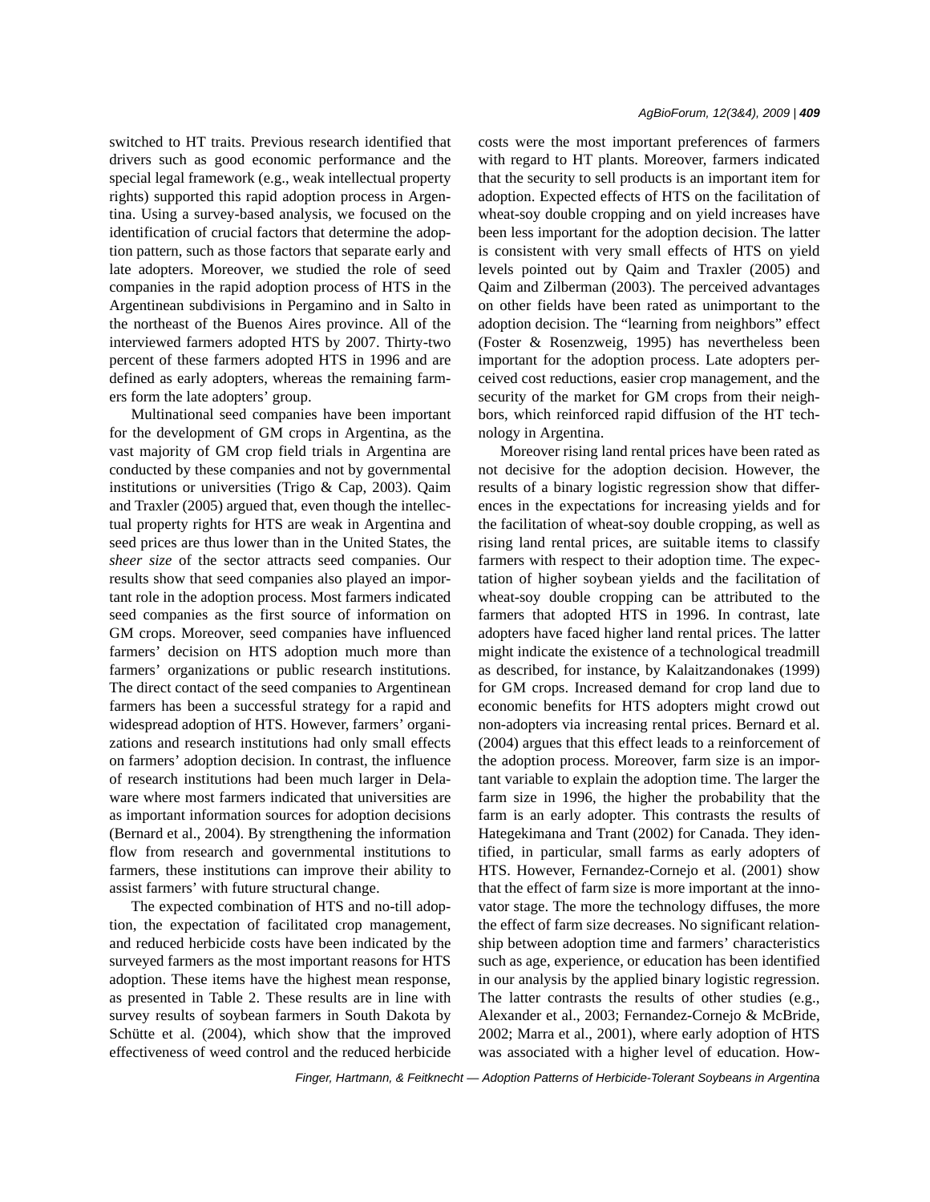switched to HT traits. Previous research identified that drivers such as good economic performance and the special legal framework (e.g., weak intellectual property rights) supported this rapid adoption process in Argentina. Using a survey-based analysis, we focused on the identification of crucial factors that determine the adoption pattern, such as those factors that separate early and late adopters. Moreover, we studied the role of seed companies in the rapid adoption process of HTS in the Argentinean subdivisions in Pergamino and in Salto in the northeast of the Buenos Aires province. All of the interviewed farmers adopted HTS by 2007. Thirty-two percent of these farmers adopted HTS in 1996 and are defined as early adopters, whereas the remaining farmers form the late adopters' group.

Multinational seed companies have been important for the development of GM crops in Argentina, as the vast majority of GM crop field trials in Argentina are conducted by these companies and not by governmental institutions or universities (Trigo & Cap, 2003). Qaim and Traxler (2005) argued that, even though the intellectual property rights for HTS are weak in Argentina and seed prices are thus lower than in the United States, the *sheer size* of the sector attracts seed companies. Our results show that seed companies also played an important role in the adoption process. Most farmers indicated seed companies as the first source of information on GM crops. Moreover, seed companies have influenced farmers' decision on HTS adoption much more than farmers' organizations or public research institutions. The direct contact of the seed companies to Argentinean farmers has been a successful strategy for a rapid and widespread adoption of HTS. However, farmers' organizations and research institutions had only small effects on farmers' adoption decision. In contrast, the influence of research institutions had been much larger in Delaware where most farmers indicated that universities are as important information sources for adoption decisions (Bernard et al., 2004). By strengthening the information flow from research and governmental institutions to farmers, these institutions can improve their ability to assist farmers' with future structural change.

The expected combination of HTS and no-till adoption, the expectation of facilitated crop management, and reduced herbicide costs have been indicated by the surveyed farmers as the most important reasons for HTS adoption. These items have the highest mean response, as presented in Table 2. These results are in line with survey results of soybean farmers in South Dakota by Schütte et al. (2004), which show that the improved effectiveness of weed control and the reduced herbicide costs were the most important preferences of farmers with regard to HT plants. Moreover, farmers indicated that the security to sell products is an important item for adoption. Expected effects of HTS on the facilitation of wheat-soy double cropping and on yield increases have been less important for the adoption decision. The latter is consistent with very small effects of HTS on yield levels pointed out by Qaim and Traxler (2005) and Qaim and Zilberman (2003). The perceived advantages on other fields have been rated as unimportant to the adoption decision. The "learning from neighbors" effect (Foster & Rosenzweig, 1995) has nevertheless been important for the adoption process. Late adopters perceived cost reductions, easier crop management, and the security of the market for GM crops from their neighbors, which reinforced rapid diffusion of the HT technology in Argentina.

Moreover rising land rental prices have been rated as not decisive for the adoption decision. However, the results of a binary logistic regression show that differences in the expectations for increasing yields and for the facilitation of wheat-soy double cropping, as well as rising land rental prices, are suitable items to classify farmers with respect to their adoption time. The expectation of higher soybean yields and the facilitation of wheat-soy double cropping can be attributed to the farmers that adopted HTS in 1996. In contrast, late adopters have faced higher land rental prices. The latter might indicate the existence of a technological treadmill as described, for instance, by Kalaitzandonakes (1999) for GM crops. Increased demand for crop land due to economic benefits for HTS adopters might crowd out non-adopters via increasing rental prices. Bernard et al. (2004) argues that this effect leads to a reinforcement of the adoption process. Moreover, farm size is an important variable to explain the adoption time. The larger the farm size in 1996, the higher the probability that the farm is an early adopter. This contrasts the results of Hategekimana and Trant (2002) for Canada. They identified, in particular, small farms as early adopters of HTS. However, Fernandez-Cornejo et al. (2001) show that the effect of farm size is more important at the innovator stage. The more the technology diffuses, the more the effect of farm size decreases. No significant relationship between adoption time and farmers' characteristics such as age, experience, or education has been identified in our analysis by the applied binary logistic regression. The latter contrasts the results of other studies (e.g., Alexander et al., 2003; Fernandez-Cornejo & McBride, 2002; Marra et al., 2001), where early adoption of HTS was associated with a higher level of education. How-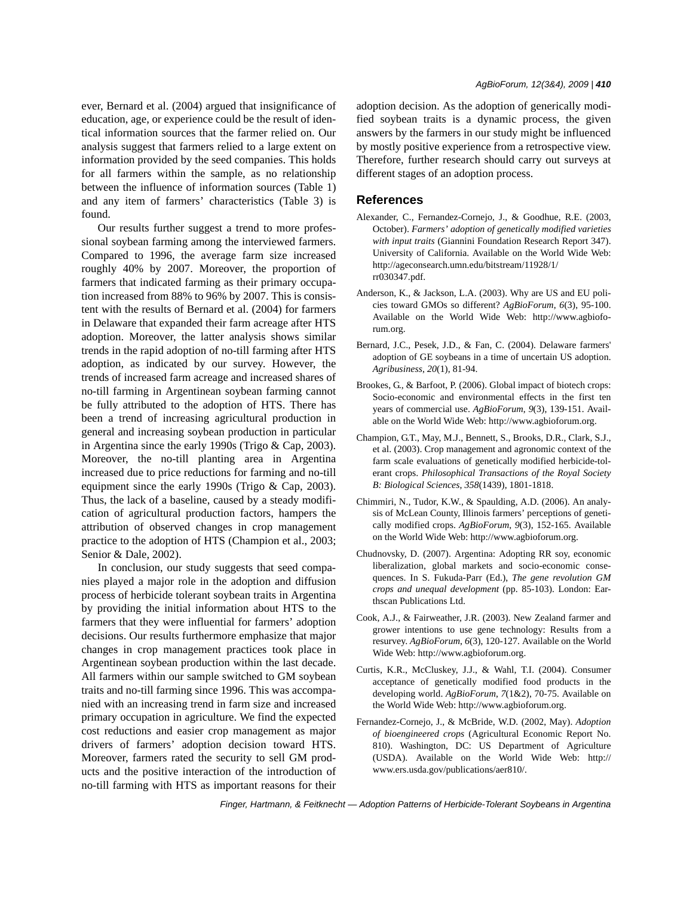ever, Bernard et al. (2004) argued that insignificance of education, age, or experience could be the result of identical information sources that the farmer relied on. Our analysis suggest that farmers relied to a large extent on information provided by the seed companies. This holds for all farmers within the sample, as no relationship between the influence of information sources (Table 1) and any item of farmers' characteristics (Table 3) is found.

Our results further suggest a trend to more professional soybean farming among the interviewed farmers. Compared to 1996, the average farm size increased roughly 40% by 2007. Moreover, the proportion of farmers that indicated farming as their primary occupation increased from 88% to 96% by 2007. This is consistent with the results of Bernard et al. (2004) for farmers in Delaware that expanded their farm acreage after HTS adoption. Moreover, the latter analysis shows similar trends in the rapid adoption of no-till farming after HTS adoption, as indicated by our survey. However, the trends of increased farm acreage and increased shares of no-till farming in Argentinean soybean farming cannot be fully attributed to the adoption of HTS. There has been a trend of increasing agricultural production in general and increasing soybean production in particular in Argentina since the early 1990s (Trigo & Cap, 2003). Moreover, the no-till planting area in Argentina increased due to price reductions for farming and no-till equipment since the early 1990s (Trigo & Cap, 2003). Thus, the lack of a baseline, caused by a steady modification of agricultural production factors, hampers the attribution of observed changes in crop management practice to the adoption of HTS (Champion et al., 2003; Senior & Dale, 2002).

In conclusion, our study suggests that seed companies played a major role in the adoption and diffusion process of herbicide tolerant soybean traits in Argentina by providing the initial information about HTS to the farmers that they were influential for farmers' adoption decisions. Our results furthermore emphasize that major changes in crop management practices took place in Argentinean soybean production within the last decade. All farmers within our sample switched to GM soybean traits and no-till farming since 1996. This was accompanied with an increasing trend in farm size and increased primary occupation in agriculture. We find the expected cost reductions and easier crop management as major drivers of farmers' adoption decision toward HTS. Moreover, farmers rated the security to sell GM products and the positive interaction of the introduction of no-till farming with HTS as important reasons for their adoption decision. As the adoption of generically modified soybean traits is a dynamic process, the given answers by the farmers in our study might be influenced by mostly positive experience from a retrospective view. Therefore, further research should carry out surveys at different stages of an adoption process.

## References

Alexander, C., Fernandez-Cornejo, J., & Goodhue, R.E. (2003, October). *Farmers' adoption of genetically modified varieties with input traits* (Giannini Foundation Research Report 347). University of California. Available on the World Wide Web: http://ageconsearch.umn.edu/bitstream/11928/1/rr030347.pdf.

Anderson, K., & Jackson, L.A. (2003). Why are US and EU policies toward GMOs so different? *AgBioForum*, *6*(3), 95-100. Available on the World Wide Web: http://www.agbioforum.org.

Bernard, J.C., Pesek, J.D., & Fan, C. (2004). Delaware farmers' adoption of GE soybeans in a time of uncertain US adoption. *Agribusiness*, *20*(1), 81-94.

Brookes, G., & Barfoot, P. (2006). Global impact of biotech crops: Socio-economic and environmental effects in the first ten years of commercial use. *AgBioForum*, *9*(3), 139-151. Available on the World Wide Web: http://www.agbioforum.org.

Champion, G.T., May, M.J., Bennett, S., Brooks, D.R., Clark, S.J., et al. (2003). Crop management and agronomic context of the farm scale evaluations of genetically modified herbicide-tolerant crops. *Philosophical Transactions of the Royal Society B: Biological Sciences*, *358*(1439), 1801-1818.

Chimmiri, N., Tudor, K.W., & Spaulding, A.D. (2006). An analysis of McLean County, Illinois farmers' perceptions of genetically modified crops. *AgBioForum*, *9*(3), 152-165. Available on the World Wide Web: http://www.agbioforum.org.

Chudnovsky, D. (2007). Argentina: Adopting RR soy, economic liberalization, global markets and socio-economic consequences. In S. Fukuda-Parr (Ed.), *The gene revolution GM crops and unequal development* (pp. 85-103). London: Earthscan Publications Ltd.

Cook, A.J., & Fairweather, J.R. (2003). New Zealand farmer and grower intentions to use gene technology: Results from a resurvey. *AgBioForum*, *6*(3), 120-127. Available on the World Wide Web: http://www.agbioforum.org.

Curtis, K.R., McCluskey, J.J., & Wahl, T.I. (2004). Consumer acceptance of genetically modified food products in the developing world. *AgBioForum*, *7*(1&2), 70-75. Available on the World Wide Web: http://www.agbioforum.org.

Fernandez-Cornejo, J., & McBride, W.D. (2002, May). *Adoption of bioengineered crops* (Agricultural Economic Report No. 810). Washington, DC: US Department of Agriculture (USDA). Available on the World Wide Web: http://www.ers.usda.gov/publications/aer810/.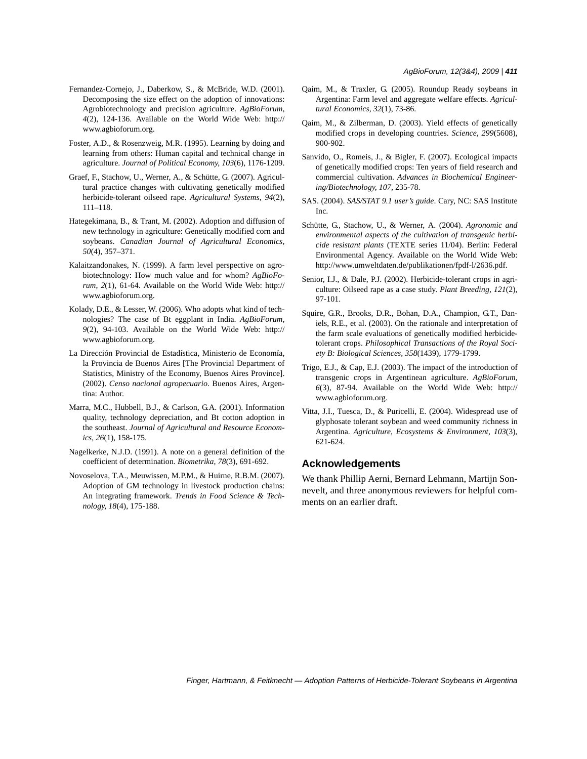Fernandez-Cornejo, J., Daberkow, S., & McBride, W.D. (2001). Decomposing the size effect on the adoption of innovations: Agrobiotechnology and precision agriculture. *AgBioForum*, *4*(2), 124-136. Available on the World Wide Web: http://www.agbioforum.org.

Foster, A.D., & Rosenzweig, M.R. (1995). Learning by doing and learning from others: Human capital and technical change in agriculture. *Journal of Political Economy*, *103*(6), 1176-1209.

Graef, F., Stachow, U., Werner, A., & Schütte, G. (2007). Agricultural practice changes with cultivating genetically modified herbicide-tolerant oilseed rape. *Agricultural Systems*, *94*(2), 111–118.

Hategekimana, B., & Trant, M. (2002). Adoption and diffusion of new technology in agriculture: Genetically modified corn and soybeans. *Canadian Journal of Agricultural Economics*, *50*(4), 357–371.

Kalaitzandonakes, N. (1999). A farm level perspective on agrobiotechnology: How much value and for whom? *AgBioForum*, *2*(1), 61-64. Available on the World Wide Web: http://www.agbioforum.org.

Kolady, D.E., & Lesser, W. (2006). Who adopts what kind of technologies? The case of Bt eggplant in India. *AgBioForum*, *9*(2), 94-103. Available on the World Wide Web: http://www.agbioforum.org.

La Dirección Provincial de Estadística, Ministerio de Economía, la Provincia de Buenos Aires [The Provincial Department of Statistics, Ministry of the Economy, Buenos Aires Province]. (2002). *Censo nacional agropecuario*. Buenos Aires, Argentina: Author.

Marra, M.C., Hubbell, B.J., & Carlson, G.A. (2001). Information quality, technology depreciation, and Bt cotton adoption in the southeast. *Journal of Agricultural and Resource Economics*, *26*(1), 158-175.

Nagelkerke, N.J.D. (1991). A note on a general definition of the coefficient of determination. *Biometrika*, *78*(3), 691-692.

Novoselova, T.A., Meuwissen, M.P.M., & Huirne, R.B.M. (2007). Adoption of GM technology in livestock production chains: An integrating framework. *Trends in Food Science & Technology*, *18*(4), 175-188.

Qaim, M., & Traxler, G. (2005). Roundup Ready soybeans in Argentina: Farm level and aggregate welfare effects. *Agricultural Economics*, *32*(1), 73-86.

Qaim, M., & Zilberman, D. (2003). Yield effects of genetically modified crops in developing countries. *Science*, *299*(5608), 900-902.

Sanvido, O., Romeis, J., & Bigler, F. (2007). Ecological impacts of genetically modified crops: Ten years of field research and commercial cultivation. *Advances in Biochemical Engineering/Biotechnology*, *107*, 235-78.

SAS. (2004). *SAS/STAT 9.1 user's guide*. Cary, NC: SAS Institute Inc.

Schütte, G., Stachow, U., & Werner, A. (2004). *Agronomic and environmental aspects of the cultivation of transgenic herbicide resistant plants* (TEXTE series 11/04). Berlin: Federal Environmental Agency. Available on the World Wide Web: http://www.umweltdaten.de/publikationen/fpdf-l/2636.pdf.

Senior, I.J., & Dale, P.J. (2002). Herbicide-tolerant crops in agriculture: Oilseed rape as a case study. *Plant Breeding*, *121*(2), 97-101.

Squire, G.R., Brooks, D.R., Bohan, D.A., Champion, G.T., Daniels, R.E., et al. (2003). On the rationale and interpretation of the farm scale evaluations of genetically modified herbicide-tolerant crops. *Philosophical Transactions of the Royal Society B: Biological Sciences*, *358*(1439), 1779-1799.

Trigo, E.J., & Cap, E.J. (2003). The impact of the introduction of transgenic crops in Argentinean agriculture. *AgBioForum*, *6*(3), 87-94. Available on the World Wide Web: http://www.agbioforum.org.

Vitta, J.I., Tuesca, D., & Puricelli, E. (2004). Widespread use of glyphosate tolerant soybean and weed community richness in Argentina. *Agriculture, Ecosystems & Environment*, *103*(3), 621-624.

## Acknowledgements

We thank Phillip Aerni, Bernard Lehmann, Martijn Sonnevelt, and three anonymous reviewers for helpful comments on an earlier draft.